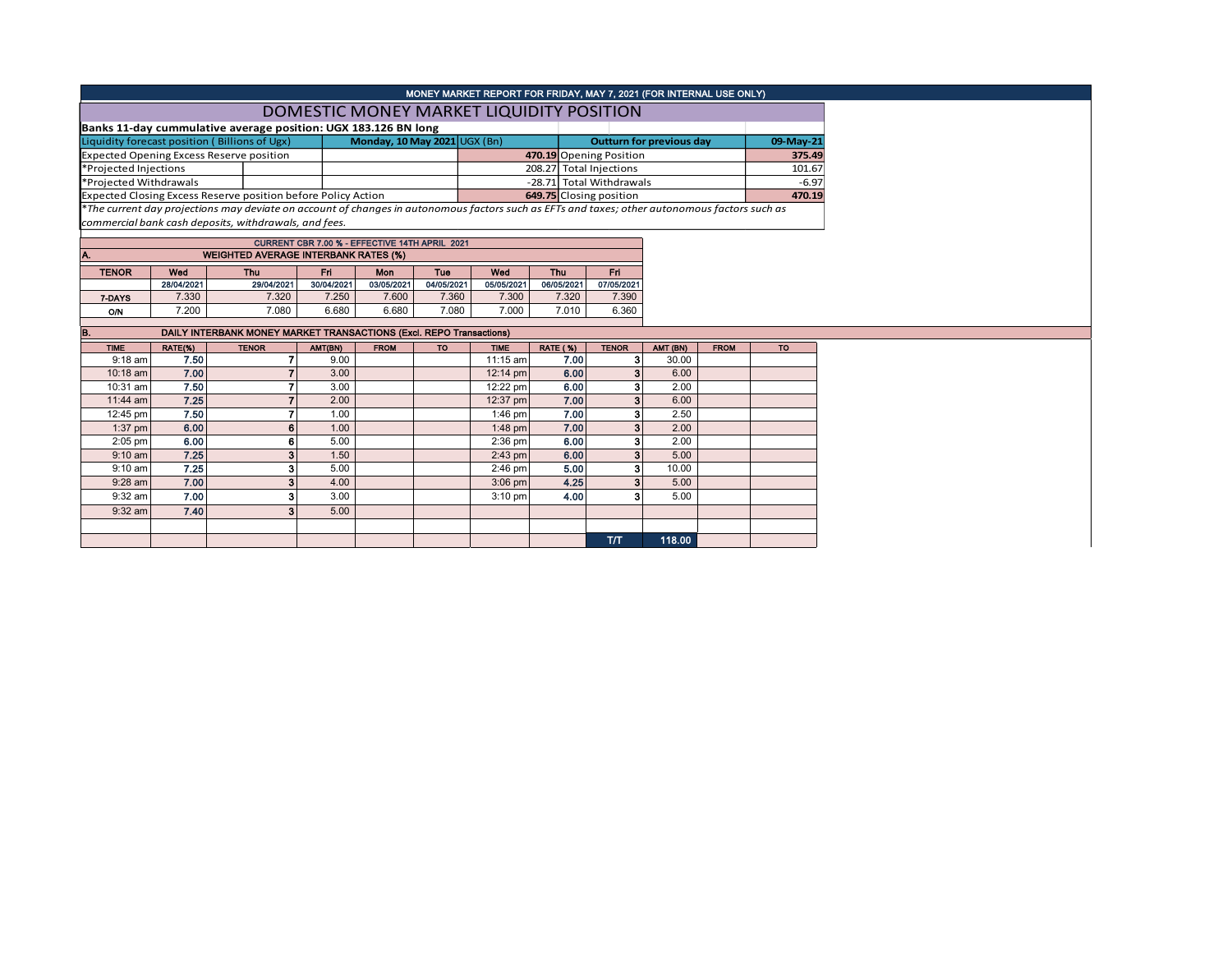MONEY MARKET REPORT FOR FRIDAY, MAY 7, 2021 (FOR INTERNAL USE ONLY)

# DOMESTIC MONEY MARKET LIQUIDITY POSITION

**Banks 11-day cummulative average position: UGX 183.126 BN long**

| Liquidity forecast position ( Billions of Ugx) | Monday, 10 May 2021 UGX (Bn) | Outturn for previous day | 09-May-21 |
|---|---|---|---|
| Expected Opening Excess Reserve position | **470.19** | Opening Position | **375.49** |
| *Projected Injections | 208.27 | Total Injections | 101.67 |
| *Projected Withdrawals | -28.71 | Total Withdrawals | -6.97 |
| Expected Closing Excess Reserve position before Policy Action | **649.75** | Closing position | **470.19** |

*\*The current day projections may deviate on account of changes in autonomous factors such as EFTs and taxes; other autonomous factors such as commercial bank cash deposits, withdrawals, and fees.*

CURRENT CBR 7.00 % - EFFECTIVE 14TH APRIL 2021

## A. WEIGHTED AVERAGE INTERBANK RATES (%)

| TENOR | Wed | Thu | Fri | Mon | Tue | Wed | Thu | Fri |
|---|---|---|---|---|---|---|---|---|
| | 28/04/2021 | 29/04/2021 | 30/04/2021 | 03/05/2021 | 04/05/2021 | 05/05/2021 | 06/05/2021 | 07/05/2021 |
| 7-DAYS | 7.330 | 7.320 | 7.250 | 7.600 | 7.360 | 7.300 | 7.320 | 7.390 |
| O/N | 7.200 | 7.080 | 6.680 | 6.680 | 7.080 | 7.000 | 7.010 | 6.360 |

## B. DAILY INTERBANK MONEY MARKET TRANSACTIONS (Excl. REPO Transactions)

| TIME | RATE(%) | TENOR | AMT(BN) | FROM | TO | TIME | RATE (%) | TENOR | AMT (BN) | FROM | TO |
|---|---|---|---|---|---|---|---|---|---|---|---|
| 9:18 am | 7.50 | 7 | 9.00 | | | 11:15 am | 7.00 | 3 | 30.00 | | |
| 10:18 am | 7.00 | 7 | 3.00 | | | 12:14 pm | 6.00 | 3 | 6.00 | | |
| 10:31 am | 7.50 | 7 | 3.00 | | | 12:22 pm | 6.00 | 3 | 2.00 | | |
| 11:44 am | 7.25 | 7 | 2.00 | | | 12:37 pm | 7.00 | 3 | 6.00 | | |
| 12:45 pm | 7.50 | 7 | 1.00 | | | 1:46 pm | 7.00 | 3 | 2.50 | | |
| 1:37 pm | 6.00 | 6 | 1.00 | | | 1:48 pm | 7.00 | 3 | 2.00 | | |
| 2:05 pm | 6.00 | 6 | 5.00 | | | 2:36 pm | 6.00 | 3 | 2.00 | | |
| 9:10 am | 7.25 | 3 | 1.50 | | | 2:43 pm | 6.00 | 3 | 5.00 | | |
| 9:10 am | 7.25 | 3 | 5.00 | | | 2:46 pm | 5.00 | 3 | 10.00 | | |
| 9:28 am | 7.00 | 3 | 4.00 | | | 3:06 pm | 4.25 | 3 | 5.00 | | |
| 9:32 am | 7.00 | 3 | 3.00 | | | 3:10 pm | 4.00 | 3 | 5.00 | | |
| 9:32 am | 7.40 | 3 | 5.00 | | | | | | | | |
| | | | | | | | | | | | |
| | | | | | | | | T/T | 118.00 | | |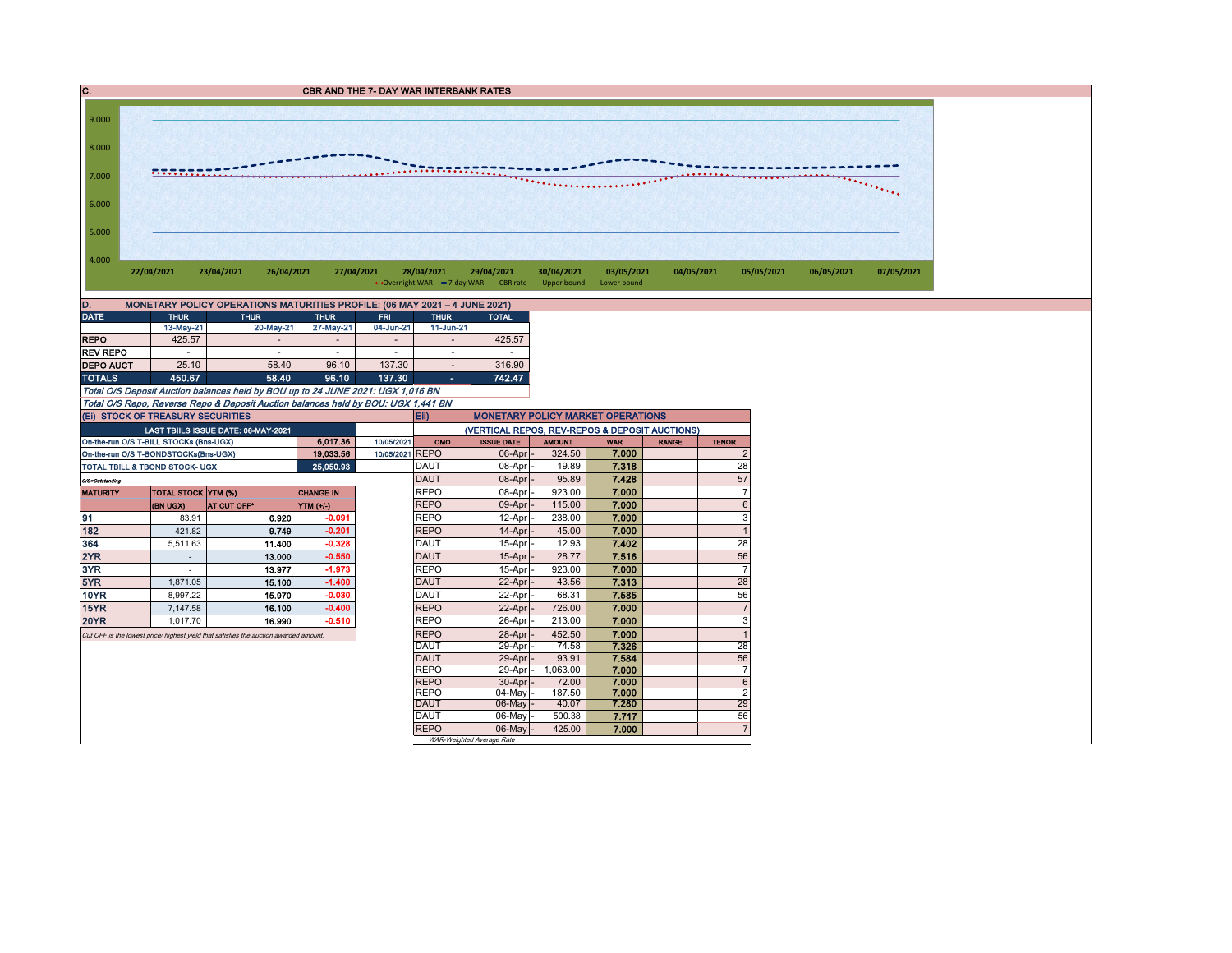## C. CBR AND THE 7- DAY WAR INTERBANK RATES

9.000
8.000
7.000
6.000
5.000
4.000

22/04/2021 23/04/2021 26/04/2021 27/04/2021 28/04/2021 29/04/2021 30/04/2021 03/05/2021 04/05/2021 05/05/2021 06/05/2021 07/05/2021

Overnight WAR — 7-day WAR — CBR rate — Upper bound — Lower bound

## D. MONETARY POLICY OPERATIONS MATURITIES PROFILE: (06 MAY 2021 – 4 JUNE 2021)

| DATE | THUR | THUR | THUR | FRI | THUR | TOTAL |
|---|---|---|---|---|---|---|
| | 13-May-21 | 20-May-21 | 27-May-21 | 04-Jun-21 | 11-Jun-21 | |
| REPO | 425.57 | - | - | - | - | 425.57 |
| REV REPO | - | - | - | - | - | - |
| DEPO AUCT | 25.10 | 58.40 | 96.10 | 137.30 | - | 316.90 |
| **TOTALS** | **450.67** | **58.40** | **96.10** | **137.30** | **-** | **742.47** |

*Total O/S Deposit Auction balances held by BOU up to 24 JUNE 2021: UGX 1,016 BN*

*Total O/S Repo, Reverse Repo & Deposit Auction balances held by BOU: UGX 1,441 BN*

## (Ei) STOCK OF TREASURY SECURITIES

| LAST TBIILS ISSUE DATE: 06-MAY-2021 | | |
|---|---|---|
| On-the-run O/S T-BILL STOCKs (Bns-UGX) | 6,017.36 | 10/05/2021 |
| On-the-run O/S T-BONDSTOCKs(Bns-UGX) | 19,033.56 | 10/05/2021 |
| TOTAL TBILL & TBOND STOCK- UGX | 25,050.93 | |

*O/S=Outstanding*

| MATURITY | TOTAL STOCK (BN UGX) | YTM (%) AT CUT OFF* | CHANGE IN YTM (+/-) |
|---|---|---|---|
| 91 | 83.91 | 6.920 | -0.091 |
| 182 | 421.82 | 9.749 | -0.201 |
| 364 | 5,511.63 | 11.400 | -0.328 |
| 2YR | - | 13.000 | -0.550 |
| 3YR | - | 13.977 | -1.973 |
| 5YR | 1,871.05 | 15.100 | -1.400 |
| 10YR | 8,997.22 | 15.970 | -0.030 |
| 15YR | 7,147.58 | 16.100 | -0.400 |
| 20YR | 1,017.70 | 16.990 | -0.510 |

*Cut OFF is the lowest price/ highest yield that satisfies the auction awarded amount.*

## Eii) MONETARY POLICY MARKET OPERATIONS

(VERTICAL REPOS, REV-REPOS & DEPOSIT AUCTIONS)

| OMO | ISSUE DATE | AMOUNT | WAR | RANGE | TENOR |
|---|---|---|---|---|---|
| REPO | 06-Apr | 324.50 | 7.000 | | 2 |
| DAUT | 08-Apr | 19.89 | 7.318 | | 28 |
| DAUT | 08-Apr | 95.89 | 7.428 | | 57 |
| REPO | 08-Apr | 923.00 | 7.000 | | 7 |
| REPO | 09-Apr | 115.00 | 7.000 | | 6 |
| REPO | 12-Apr | 238.00 | 7.000 | | 3 |
| REPO | 14-Apr | 45.00 | 7.000 | | 1 |
| DAUT | 15-Apr | 12.93 | 7.402 | | 28 |
| DAUT | 15-Apr | 28.77 | 7.516 | | 56 |
| REPO | 15-Apr | 923.00 | 7.000 | | 7 |
| DAUT | 22-Apr | 43.56 | 7.313 | | 28 |
| DAUT | 22-Apr | 68.31 | 7.585 | | 56 |
| REPO | 22-Apr | 726.00 | 7.000 | | 7 |
| REPO | 26-Apr | 213.00 | 7.000 | | 3 |
| REPO | 28-Apr | 452.50 | 7.000 | | 1 |
| DAUT | 29-Apr | 74.58 | 7.326 | | 28 |
| DAUT | 29-Apr | 93.91 | 7.584 | | 56 |
| REPO | 29-Apr | 1,063.00 | 7.000 | | 7 |
| REPO | 30-Apr | 72.00 | 7.000 | | 6 |
| REPO | 04-May | 187.50 | 7.000 | | 2 |
| DAUT | 06-May | 40.07 | 7.280 | | 29 |
| DAUT | 06-May | 500.38 | 7.717 | | 56 |
| REPO | 06-May | 425.00 | 7.000 | | 7 |

*WAR-Weighted Average Rate*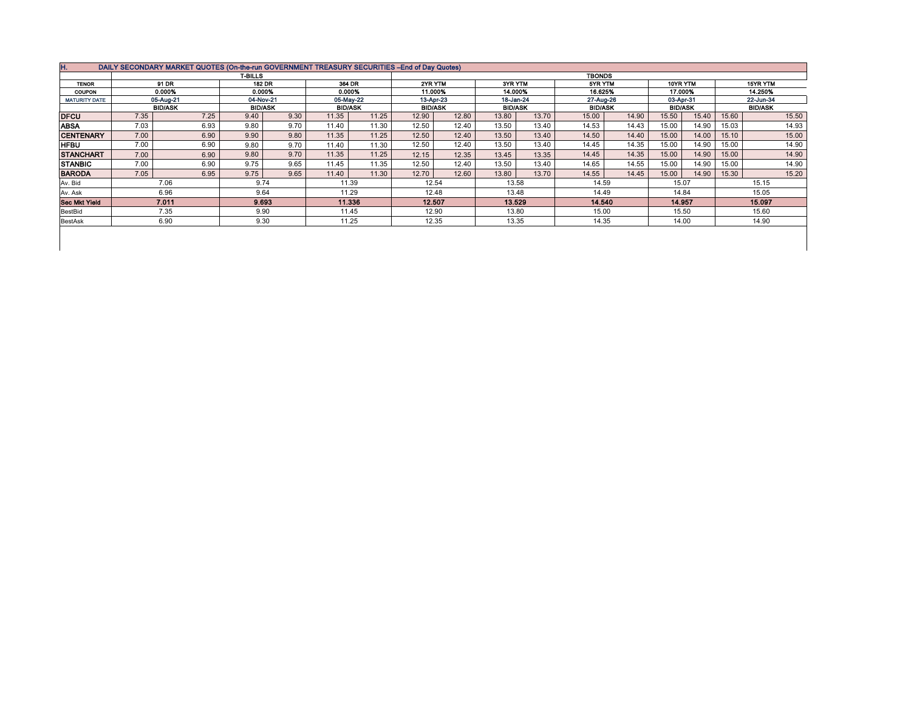| H. | DAILY SECONDARY MARKET QUOTES (On-the-run GOVERNMENT TREASURY SECURITIES –End of Day Quotes) | | | | | | | | | | | | | | | |
|---|---|---|---|---|---|---|---|---|---|---|---|---|---|---|---|---|
| | T-BILLS | | | | | | TBONDS | | | | | | | | | |
| TENOR | 91 DR | | 182 DR | | 364 DR | | 2YR YTM | | 3YR YTM | | 5YR YTM | | 10YR YTM | | 15YR YTM | |
| COUPON | 0.000% | | 0.000% | | 0.000% | | 11.000% | | 14.000% | | 16.625% | | 17.000% | | 14.250% | |
| MATURITY DATE | 05-Aug-21 | | 04-Nov-21 | | 05-May-22 | | 13-Apr-23 | | 18-Jan-24 | | 27-Aug-26 | | 03-Apr-31 | | 22-Jun-34 | |
| | BID/ASK | | BID/ASK | | BID/ASK | | BID/ASK | | BID/ASK | | BID/ASK | | BID/ASK | | BID/ASK | |
| DFCU | 7.35 | 7.25 | 9.40 | 9.30 | 11.35 | 11.25 | 12.90 | 12.80 | 13.80 | 13.70 | 15.00 | 14.90 | 15.50 | 15.40 | 15.60 | 15.50 |
| ABSA | 7.03 | 6.93 | 9.80 | 9.70 | 11.40 | 11.30 | 12.50 | 12.40 | 13.50 | 13.40 | 14.53 | 14.43 | 15.00 | 14.90 | 15.03 | 14.93 |
| CENTENARY | 7.00 | 6.90 | 9.90 | 9.80 | 11.35 | 11.25 | 12.50 | 12.40 | 13.50 | 13.40 | 14.50 | 14.40 | 15.00 | 14.00 | 15.10 | 15.00 |
| HFBU | 7.00 | 6.90 | 9.80 | 9.70 | 11.40 | 11.30 | 12.50 | 12.40 | 13.50 | 13.40 | 14.45 | 14.35 | 15.00 | 14.90 | 15.00 | 14.90 |
| STANCHART | 7.00 | 6.90 | 9.80 | 9.70 | 11.35 | 11.25 | 12.15 | 12.35 | 13.45 | 13.35 | 14.45 | 14.35 | 15.00 | 14.90 | 15.00 | 14.90 |
| STANBIC | 7.00 | 6.90 | 9.75 | 9.65 | 11.45 | 11.35 | 12.50 | 12.40 | 13.50 | 13.40 | 14.65 | 14.55 | 15.00 | 14.90 | 15.00 | 14.90 |
| BARODA | 7.05 | 6.95 | 9.75 | 9.65 | 11.40 | 11.30 | 12.70 | 12.60 | 13.80 | 13.70 | 14.55 | 14.45 | 15.00 | 14.90 | 15.30 | 15.20 |
| Av. Bid | 7.06 | | 9.74 | | 11.39 | | 12.54 | | 13.58 | | 14.59 | | 15.07 | | 15.15 | |
| Av. Ask | 6.96 | | 9.64 | | 11.29 | | 12.48 | | 13.48 | | 14.49 | | 14.84 | | 15.05 | |
| Sec Mkt Yield | 7.011 | | 9.693 | | 11.336 | | 12.507 | | 13.529 | | 14.540 | | 14.957 | | 15.097 | |
| BestBid | 7.35 | | 9.90 | | 11.45 | | 12.90 | | 13.80 | | 15.00 | | 15.50 | | 15.60 | |
| BestAsk | 6.90 | | 9.30 | | 11.25 | | 12.35 | | 13.35 | | 14.35 | | 14.00 | | 14.90 | |